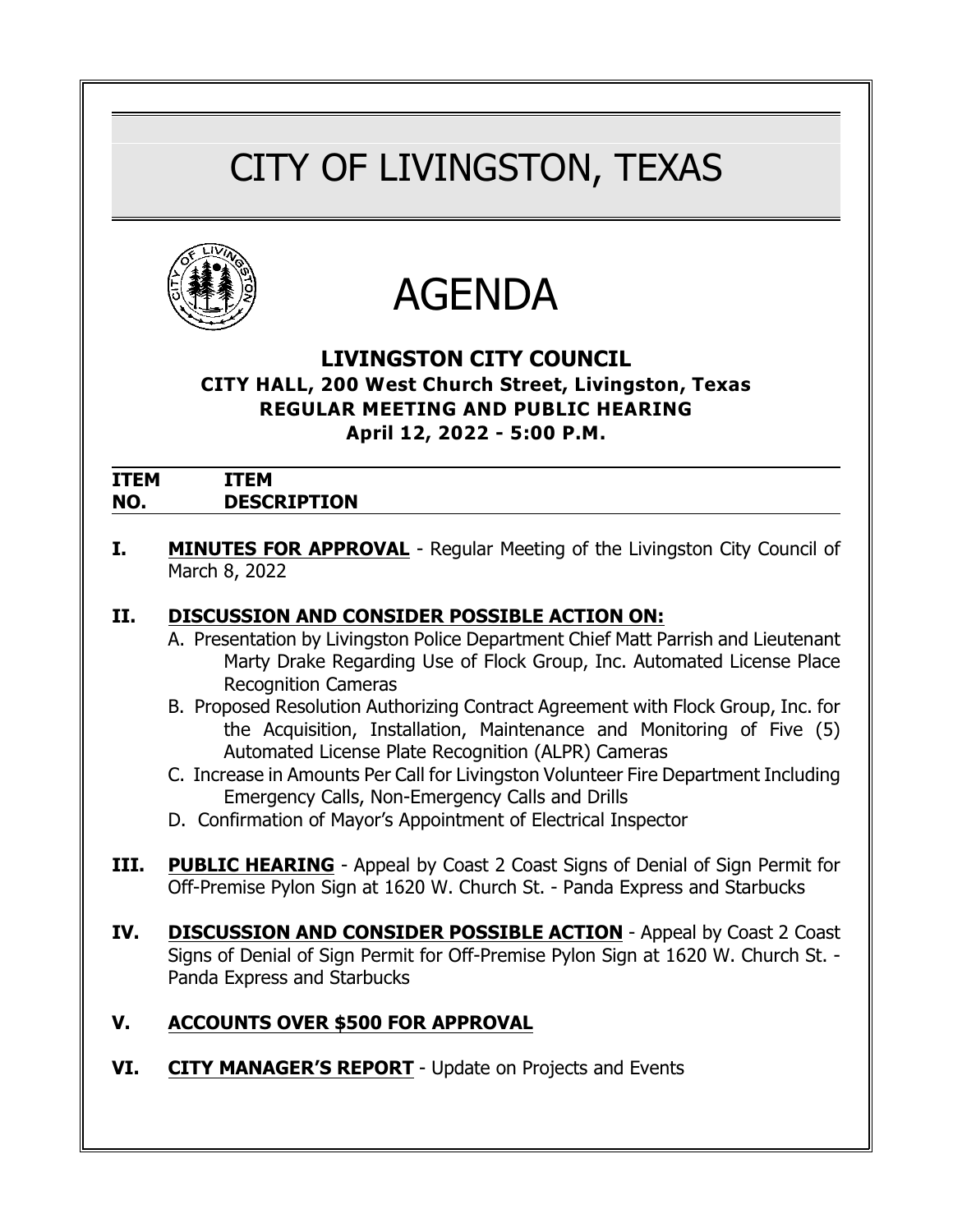# CITY OF LIVINGSTON, TEXAS

# AGENDA

## LIVINGSTON CITY COUNCIL

**CITY HALL, 200 West Church Street, Livingston, Texas**
**REGULAR MEETING AND PUBLIC HEARING**
**April 12, 2022 - 5:00 P.M.**

| ITEM NO. | ITEM DESCRIPTION |
| --- | --- |

**I.** **MINUTES FOR APPROVAL** - Regular Meeting of the Livingston City Council of March 8, 2022

**II.** **DISCUSSION AND CONSIDER POSSIBLE ACTION ON:**

A. Presentation by Livingston Police Department Chief Matt Parrish and Lieutenant Marty Drake Regarding Use of Flock Group, Inc. Automated License Place Recognition Cameras

B. Proposed Resolution Authorizing Contract Agreement with Flock Group, Inc. for the Acquisition, Installation, Maintenance and Monitoring of Five (5) Automated License Plate Recognition (ALPR) Cameras

C. Increase in Amounts Per Call for Livingston Volunteer Fire Department Including Emergency Calls, Non-Emergency Calls and Drills

D. Confirmation of Mayor's Appointment of Electrical Inspector

**III.** **PUBLIC HEARING** - Appeal by Coast 2 Coast Signs of Denial of Sign Permit for Off-Premise Pylon Sign at 1620 W. Church St. - Panda Express and Starbucks

**IV.** **DISCUSSION AND CONSIDER POSSIBLE ACTION** - Appeal by Coast 2 Coast Signs of Denial of Sign Permit for Off-Premise Pylon Sign at 1620 W. Church St. - Panda Express and Starbucks

**V.** **ACCOUNTS OVER $500 FOR APPROVAL**

**VI.** **CITY MANAGER'S REPORT** - Update on Projects and Events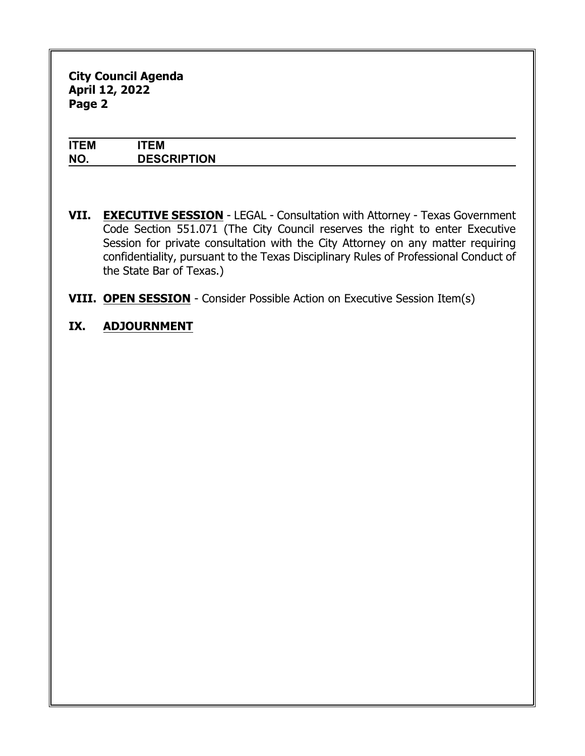| ITEM NO. | ITEM DESCRIPTION |
|---|---|

**VII.** **EXECUTIVE SESSION** - LEGAL - Consultation with Attorney - Texas Government Code Section 551.071 (The City Council reserves the right to enter Executive Session for private consultation with the City Attorney on any matter requiring confidentiality, pursuant to the Texas Disciplinary Rules of Professional Conduct of the State Bar of Texas.)

**VIII.** **OPEN SESSION** - Consider Possible Action on Executive Session Item(s)

**IX.** **ADJOURNMENT**